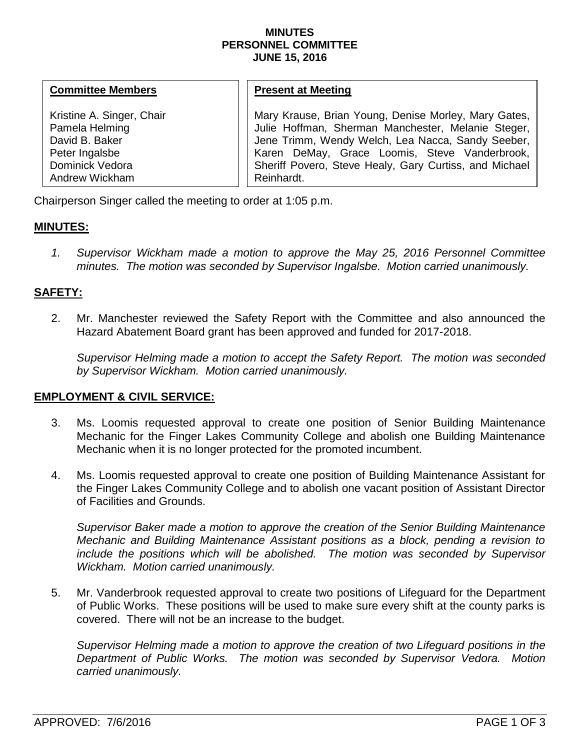**MINUTES**
**PERSONNEL COMMITTEE**
**JUNE 15, 2016**

| **Committee Members** | **Present at Meeting** |
|---|---|
| Kristine A. Singer, Chair<br>Pamela Helming<br>David B. Baker<br>Peter Ingalsbe<br>Dominick Vedora<br>Andrew Wickham | Mary Krause, Brian Young, Denise Morley, Mary Gates, Julie Hoffman, Sherman Manchester, Melanie Steger, Jene Trimm, Wendy Welch, Lea Nacca, Sandy Seeber, Karen DeMay, Grace Loomis, Steve Vanderbrook, Sheriff Povero, Steve Healy, Gary Curtiss, and Michael Reinhardt. |

Chairperson Singer called the meeting to order at 1:05 p.m.

## **MINUTES:**

1. *Supervisor Wickham made a motion to approve the May 25, 2016 Personnel Committee minutes. The motion was seconded by Supervisor Ingalsbe. Motion carried unanimously.*

## **SAFETY:**

2. Mr. Manchester reviewed the Safety Report with the Committee and also announced the Hazard Abatement Board grant has been approved and funded for 2017-2018.

   *Supervisor Helming made a motion to accept the Safety Report. The motion was seconded by Supervisor Wickham. Motion carried unanimously.*

## **EMPLOYMENT & CIVIL SERVICE:**

3. Ms. Loomis requested approval to create one position of Senior Building Maintenance Mechanic for the Finger Lakes Community College and abolish one Building Maintenance Mechanic when it is no longer protected for the promoted incumbent.

4. Ms. Loomis requested approval to create one position of Building Maintenance Assistant for the Finger Lakes Community College and to abolish one vacant position of Assistant Director of Facilities and Grounds.

   *Supervisor Baker made a motion to approve the creation of the Senior Building Maintenance Mechanic and Building Maintenance Assistant positions as a block, pending a revision to include the positions which will be abolished. The motion was seconded by Supervisor Wickham. Motion carried unanimously.*

5. Mr. Vanderbrook requested approval to create two positions of Lifeguard for the Department of Public Works. These positions will be used to make sure every shift at the county parks is covered. There will not be an increase to the budget.

   *Supervisor Helming made a motion to approve the creation of two Lifeguard positions in the Department of Public Works. The motion was seconded by Supervisor Vedora. Motion carried unanimously.*

APPROVED: 7/6/2016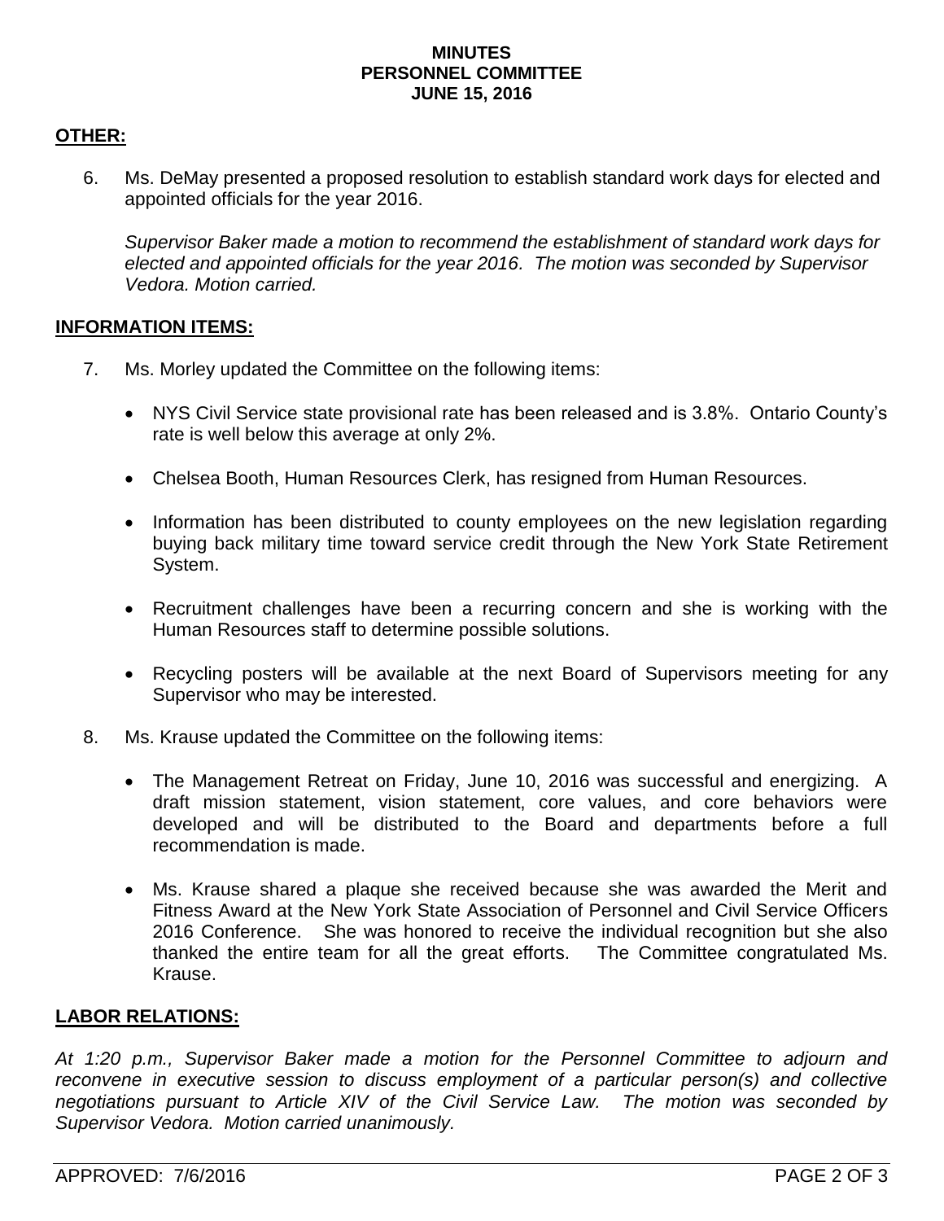**MINUTES**
**PERSONNEL COMMITTEE**
**JUNE 15, 2016**

## OTHER:

6. Ms. DeMay presented a proposed resolution to establish standard work days for elected and appointed officials for the year 2016.

   *Supervisor Baker made a motion to recommend the establishment of standard work days for elected and appointed officials for the year 2016. The motion was seconded by Supervisor Vedora. Motion carried.*

## INFORMATION ITEMS:

7. Ms. Morley updated the Committee on the following items:

   - NYS Civil Service state provisional rate has been released and is 3.8%. Ontario County's rate is well below this average at only 2%.
   - Chelsea Booth, Human Resources Clerk, has resigned from Human Resources.
   - Information has been distributed to county employees on the new legislation regarding buying back military time toward service credit through the New York State Retirement System.
   - Recruitment challenges have been a recurring concern and she is working with the Human Resources staff to determine possible solutions.
   - Recycling posters will be available at the next Board of Supervisors meeting for any Supervisor who may be interested.

8. Ms. Krause updated the Committee on the following items:

   - The Management Retreat on Friday, June 10, 2016 was successful and energizing. A draft mission statement, vision statement, core values, and core behaviors were developed and will be distributed to the Board and departments before a full recommendation is made.
   - Ms. Krause shared a plaque she received because she was awarded the Merit and Fitness Award at the New York State Association of Personnel and Civil Service Officers 2016 Conference. She was honored to receive the individual recognition but she also thanked the entire team for all the great efforts. The Committee congratulated Ms. Krause.

## LABOR RELATIONS:

*At 1:20 p.m., Supervisor Baker made a motion for the Personnel Committee to adjourn and reconvene in executive session to discuss employment of a particular person(s) and collective negotiations pursuant to Article XIV of the Civil Service Law. The motion was seconded by Supervisor Vedora. Motion carried unanimously.*

APPROVED: 7/6/2016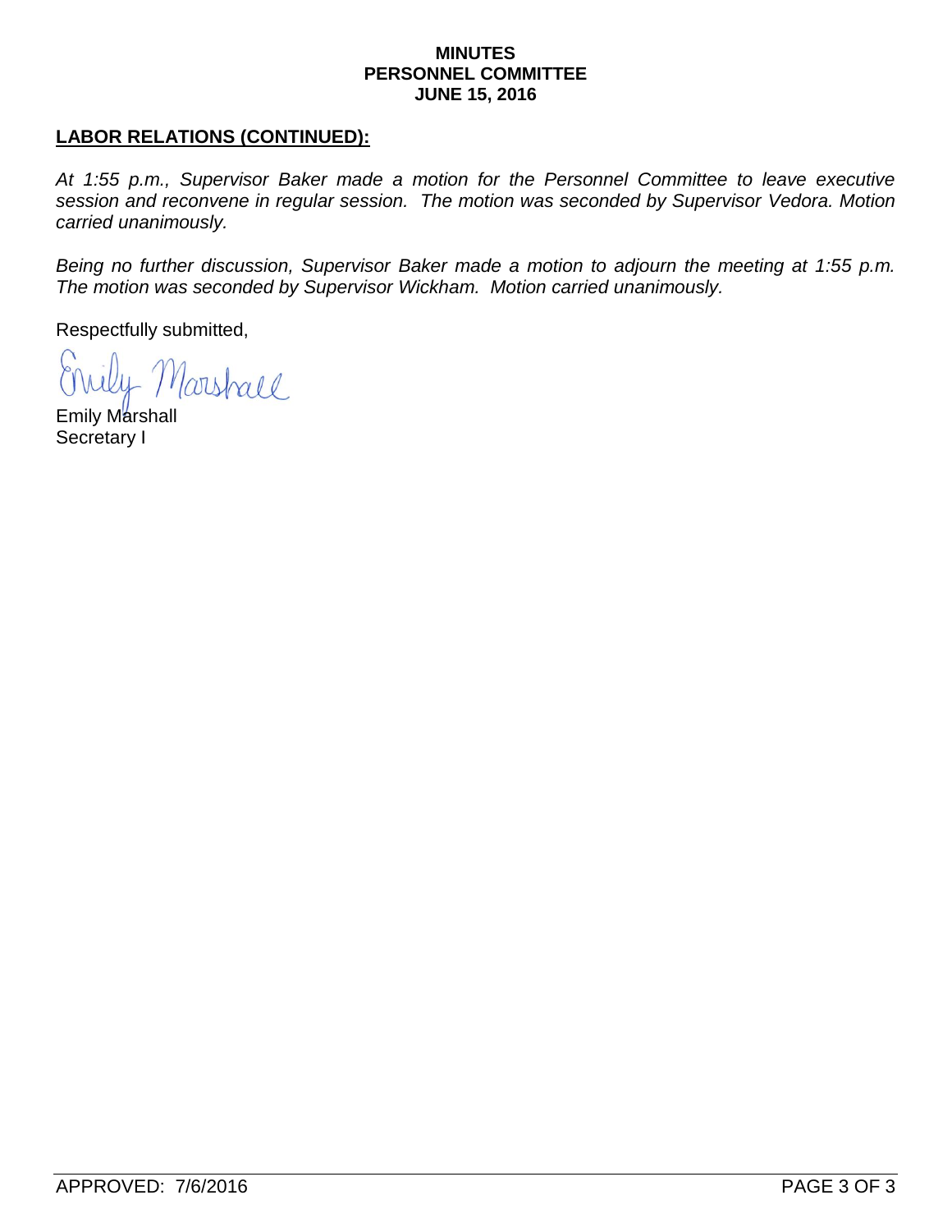**LABOR RELATIONS (CONTINUED):**

*At 1:55 p.m., Supervisor Baker made a motion for the Personnel Committee to leave executive session and reconvene in regular session. The motion was seconded by Supervisor Vedora. Motion carried unanimously.*

*Being no further discussion, Supervisor Baker made a motion to adjourn the meeting at 1:55 p.m. The motion was seconded by Supervisor Wickham. Motion carried unanimously.*

Respectfully submitted,

Emily Marshall

Emily Marshall
Secretary I

APPROVED: 7/6/2016